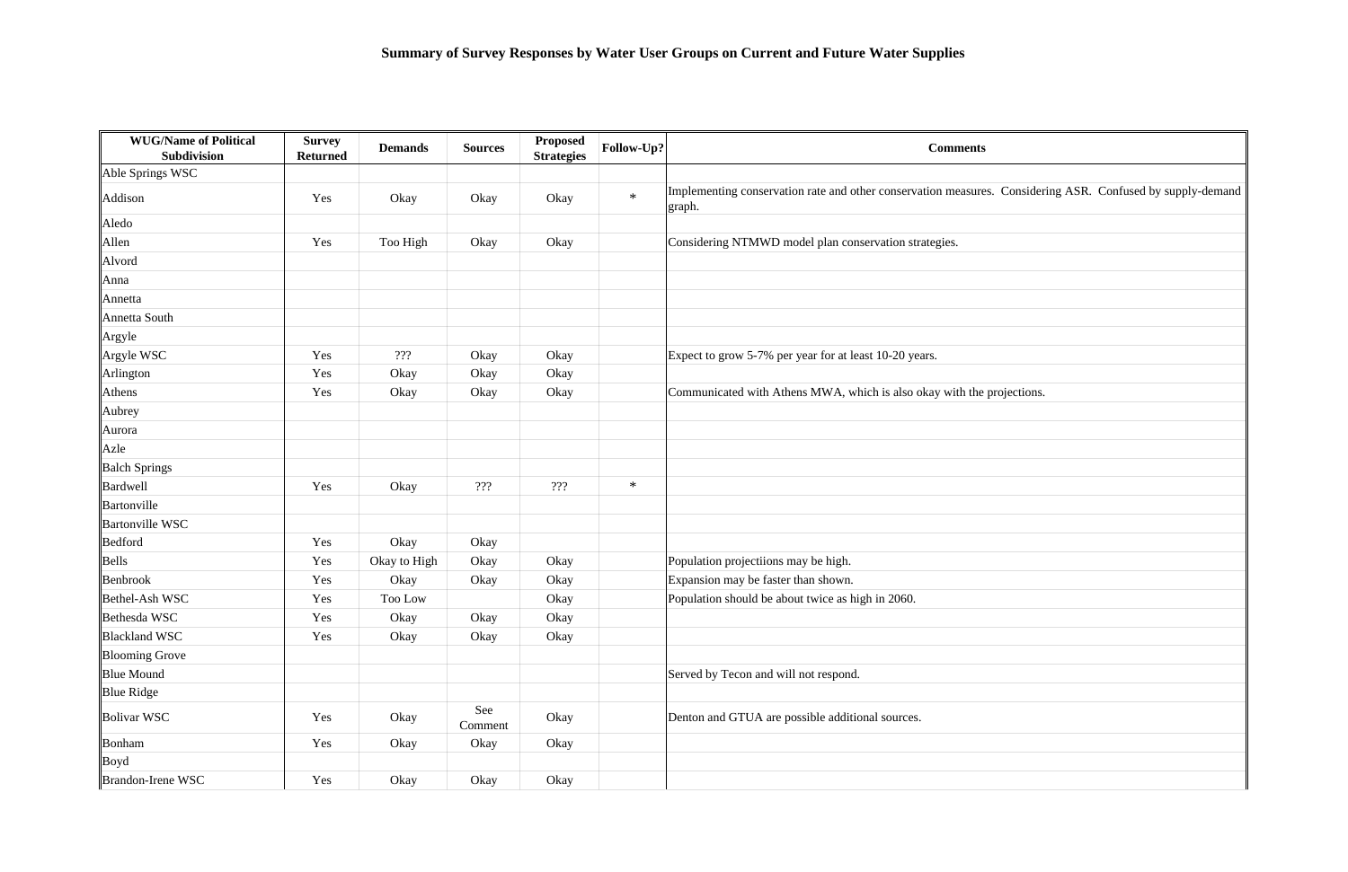# Summary of Survey Responses by Water User Groups on Current and Future Water Supplies

| WUG/Name of Political Subdivision | Survey Returned | Demands | Sources | Proposed Strategies | Follow-Up? | Comments |
|---|---|---|---|---|---|---|
| Able Springs WSC | | | | | | |
| Addison | Yes | Okay | Okay | Okay | * | Implementing conservation rate and other conservation measures. Considering ASR. Confused by supply-demand graph. |
| Aledo | | | | | | |
| Allen | Yes | Too High | Okay | Okay | | Considering NTMWD model plan conservation strategies. |
| Alvord | | | | | | |
| Anna | | | | | | |
| Annetta | | | | | | |
| Annetta South | | | | | | |
| Argyle | | | | | | |
| Argyle WSC | Yes | ??? | Okay | Okay | | Expect to grow 5-7% per year for at least 10-20 years. |
| Arlington | Yes | Okay | Okay | Okay | | |
| Athens | Yes | Okay | Okay | Okay | | Communicated with Athens MWA, which is also okay with the projections. |
| Aubrey | | | | | | |
| Aurora | | | | | | |
| Azle | | | | | | |
| Balch Springs | | | | | | |
| Bardwell | Yes | Okay | ??? | ??? | * | |
| Bartonville | | | | | | |
| Bartonville WSC | | | | | | |
| Bedford | Yes | Okay | Okay | | | |
| Bells | Yes | Okay to High | Okay | Okay | | Population projectiions may be high. |
| Benbrook | Yes | Okay | Okay | Okay | | Expansion may be faster than shown. |
| Bethel-Ash WSC | Yes | Too Low | | Okay | | Population should be about twice as high in 2060. |
| Bethesda WSC | Yes | Okay | Okay | Okay | | |
| Blackland WSC | Yes | Okay | Okay | Okay | | |
| Blooming Grove | | | | | | |
| Blue Mound | | | | | | Served by Tecon and will not respond. |
| Blue Ridge | | | | | | |
| Bolivar WSC | Yes | Okay | See Comment | Okay | | Denton and GTUA are possible additional sources. |
| Bonham | Yes | Okay | Okay | Okay | | |
| Boyd | | | | | | |
| Brandon-Irene WSC | Yes | Okay | Okay | Okay | | |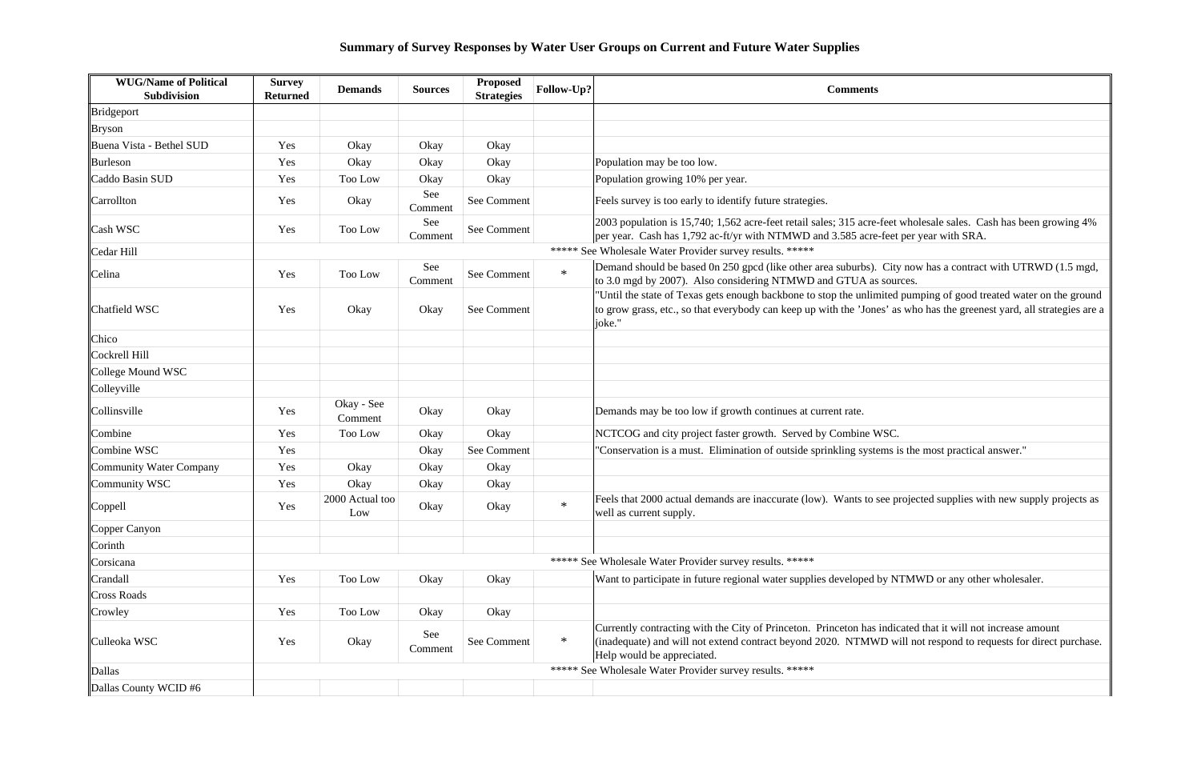# Summary of Survey Responses by Water User Groups on Current and Future Water Supplies

| WUG/Name of Political Subdivision | Survey Returned | Demands | Sources | Proposed Strategies | Follow-Up? | Comments |
|---|---|---|---|---|---|---|
| Bridgeport | | | | | | |
| Bryson | | | | | | |
| Buena Vista - Bethel SUD | Yes | Okay | Okay | Okay | | |
| Burleson | Yes | Okay | Okay | Okay | | Population may be too low. |
| Caddo Basin SUD | Yes | Too Low | Okay | Okay | | Population growing 10% per year. |
| Carrollton | Yes | Okay | See Comment | See Comment | | Feels survey is too early to identify future strategies. |
| Cash WSC | Yes | Too Low | See Comment | See Comment | | 2003 population is 15,740; 1,562 acre-feet retail sales; 315 acre-feet wholesale sales. Cash has been growing 4% per year. Cash has 1,792 ac-ft/yr with NTMWD and 3.585 acre-feet per year with SRA. |
| Cedar Hill | ***** See Wholesale Water Provider survey results. ***** | | | | | |
| Celina | Yes | Too Low | See Comment | See Comment | * | Demand should be based 0n 250 gpcd (like other area suburbs). City now has a contract with UTRWD (1.5 mgd, to 3.0 mgd by 2007). Also considering NTMWD and GTUA as sources. |
| Chatfield WSC | Yes | Okay | Okay | See Comment | | "Until the state of Texas gets enough backbone to stop the unlimited pumping of good treated water on the ground to grow grass, etc., so that everybody can keep up with the 'Jones' as who has the greenest yard, all strategies are a joke." |
| Chico | | | | | | |
| Cockrell Hill | | | | | | |
| College Mound WSC | | | | | | |
| Colleyville | | | | | | |
| Collinsville | Yes | Okay - See Comment | Okay | Okay | | Demands may be too low if growth continues at current rate. |
| Combine | Yes | Too Low | Okay | Okay | | NCTCOG and city project faster growth. Served by Combine WSC. |
| Combine WSC | Yes | | Okay | See Comment | | "Conservation is a must. Elimination of outside sprinkling systems is the most practical answer." |
| Community Water Company | Yes | Okay | Okay | Okay | | |
| Community WSC | Yes | Okay | Okay | Okay | | |
| Coppell | Yes | 2000 Actual too Low | Okay | Okay | * | Feels that 2000 actual demands are inaccurate (low). Wants to see projected supplies with new supply projects as well as current supply. |
| Copper Canyon | | | | | | |
| Corinth | | | | | | |
| Corsicana | ***** See Wholesale Water Provider survey results. ***** | | | | | |
| Crandall | Yes | Too Low | Okay | Okay | | Want to participate in future regional water supplies developed by NTMWD or any other wholesaler. |
| Cross Roads | | | | | | |
| Crowley | Yes | Too Low | Okay | Okay | | |
| Culleoka WSC | Yes | Okay | See Comment | See Comment | * | Currently contracting with the City of Princeton. Princeton has indicated that it will not increase amount (inadequate) and will not extend contract beyond 2020. NTMWD will not respond to requests for direct purchase. Help would be appreciated. |
| Dallas | ***** See Wholesale Water Provider survey results. ***** | | | | | |
| Dallas County WCID #6 | | | | | | |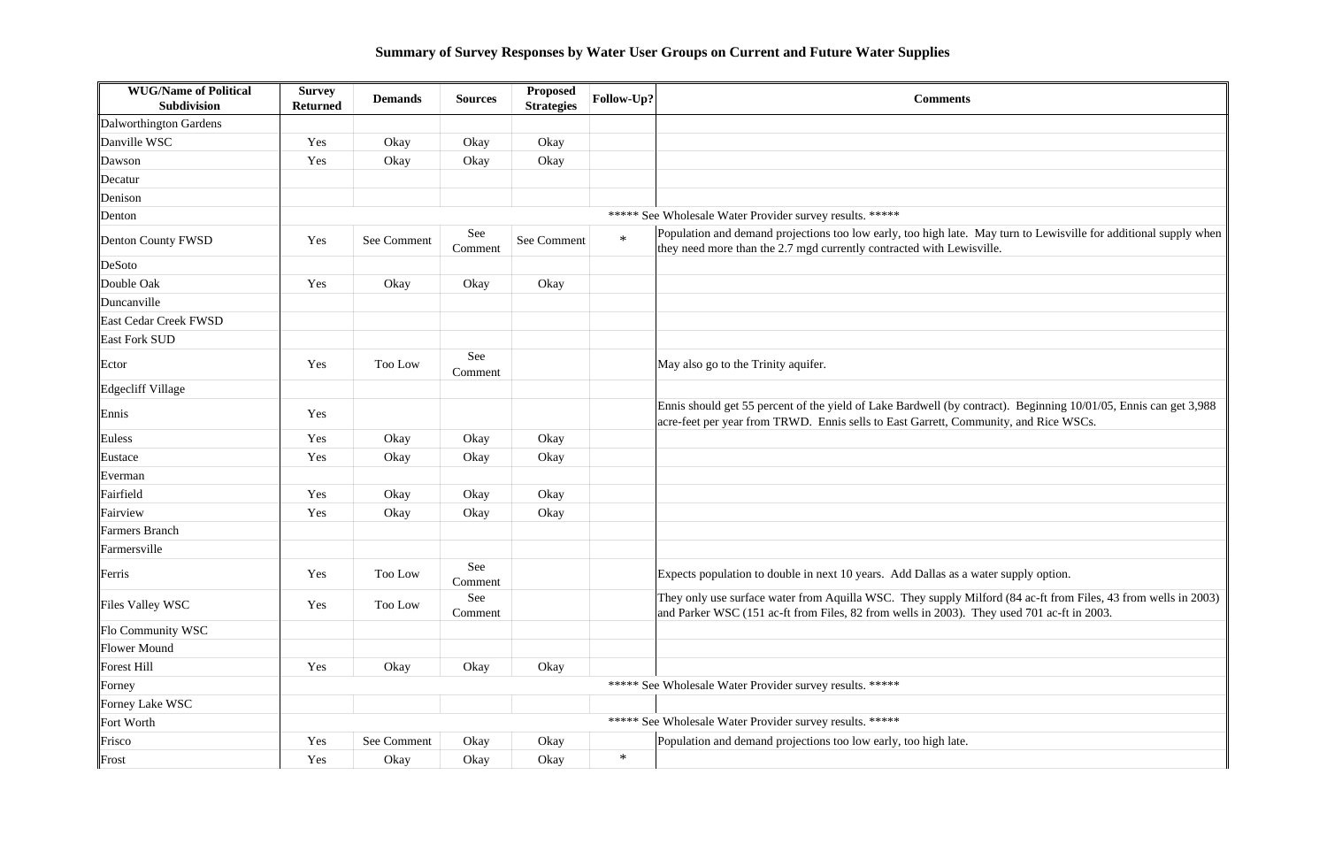## Summary of Survey Responses by Water User Groups on Current and Future Water Supplies

| WUG/Name of Political Subdivision | Survey Returned | Demands | Sources | Proposed Strategies | Follow-Up? | Comments |
|---|---|---|---|---|---|---|
| Dalworthington Gardens | | | | | | |
| Danville WSC | Yes | Okay | Okay | Okay | | |
| Dawson | Yes | Okay | Okay | Okay | | |
| Decatur | | | | | | |
| Denison | | | | | | |
| Denton | | | | | | ***** See Wholesale Water Provider survey results. ***** |
| Denton County FWSD | Yes | See Comment | See Comment | See Comment | * | Population and demand projections too low early, too high late. May turn to Lewisville for additional supply when they need more than the 2.7 mgd currently contracted with Lewisville. |
| DeSoto | | | | | | |
| Double Oak | Yes | Okay | Okay | Okay | | |
| Duncanville | | | | | | |
| East Cedar Creek FWSD | | | | | | |
| East Fork SUD | | | | | | |
| Ector | Yes | Too Low | See Comment | | | May also go to the Trinity aquifer. |
| Edgecliff Village | | | | | | |
| Ennis | Yes | | | | | Ennis should get 55 percent of the yield of Lake Bardwell (by contract). Beginning 10/01/05, Ennis can get 3,988 acre-feet per year from TRWD. Ennis sells to East Garrett, Community, and Rice WSCs. |
| Euless | Yes | Okay | Okay | Okay | | |
| Eustace | Yes | Okay | Okay | Okay | | |
| Everman | | | | | | |
| Fairfield | Yes | Okay | Okay | Okay | | |
| Fairview | Yes | Okay | Okay | Okay | | |
| Farmers Branch | | | | | | |
| Farmersville | | | | | | |
| Ferris | Yes | Too Low | See Comment | | | Expects population to double in next 10 years. Add Dallas as a water supply option. |
| Files Valley WSC | Yes | Too Low | See Comment | | | They only use surface water from Aquilla WSC. They supply Milford (84 ac-ft from Files, 43 from wells in 2003) and Parker WSC (151 ac-ft from Files, 82 from wells in 2003). They used 701 ac-ft in 2003. |
| Flo Community WSC | | | | | | |
| Flower Mound | | | | | | |
| Forest Hill | Yes | Okay | Okay | Okay | | |
| Forney | | | | | | ***** See Wholesale Water Provider survey results. ***** |
| Forney Lake WSC | | | | | | |
| Fort Worth | | | | | | ***** See Wholesale Water Provider survey results. ***** |
| Frisco | Yes | See Comment | Okay | Okay | | Population and demand projections too low early, too high late. |
| Frost | Yes | Okay | Okay | Okay | * | |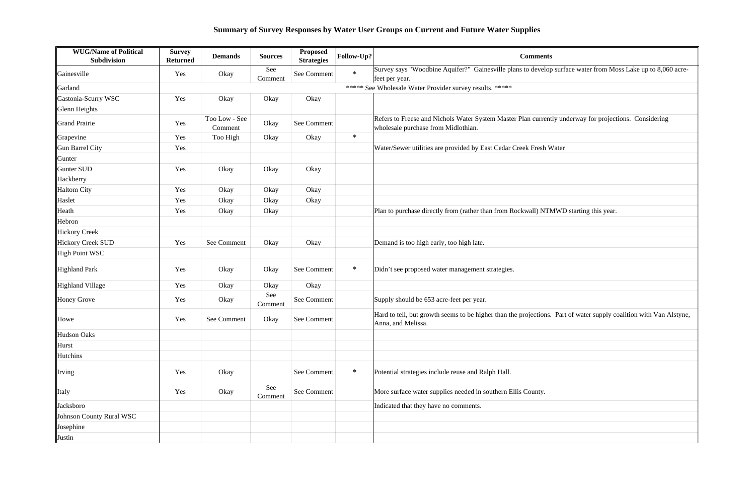# Summary of Survey Responses by Water User Groups on Current and Future Water Supplies

| WUG/Name of Political Subdivision | Survey Returned | Demands | Sources | Proposed Strategies | Follow-Up? | Comments |
|---|---|---|---|---|---|---|
| Gainesville | Yes | Okay | See Comment | See Comment | * | Survey says "Woodbine Aquifer?" Gainesville plans to develop surface water from Moss Lake up to 8,060 acre-feet per year. |
| Garland | | | | | | ***** See Wholesale Water Provider survey results. ***** |
| Gastonia-Scurry WSC | Yes | Okay | Okay | Okay | | |
| Glenn Heights | | | | | | |
| Grand Prairie | Yes | Too Low - See Comment | Okay | See Comment | | Refers to Freese and Nichols Water System Master Plan currently underway for projections. Considering wholesale purchase from Midlothian. |
| Grapevine | Yes | Too High | Okay | Okay | * | |
| Gun Barrel City | Yes | | | | | Water/Sewer utilities are provided by East Cedar Creek Fresh Water |
| Gunter | | | | | | |
| Gunter SUD | Yes | Okay | Okay | Okay | | |
| Hackberry | | | | | | |
| Haltom City | Yes | Okay | Okay | Okay | | |
| Haslet | Yes | Okay | Okay | Okay | | |
| Heath | Yes | Okay | Okay | | | Plan to purchase directly from (rather than from Rockwall) NTMWD starting this year. |
| Hebron | | | | | | |
| Hickory Creek | | | | | | |
| Hickory Creek SUD | Yes | See Comment | Okay | Okay | | Demand is too high early, too high late. |
| High Point WSC | | | | | | |
| Highland Park | Yes | Okay | Okay | See Comment | * | Didn't see proposed water management strategies. |
| Highland Village | Yes | Okay | Okay | Okay | | |
| Honey Grove | Yes | Okay | See Comment | See Comment | | Supply should be 653 acre-feet per year. |
| Howe | Yes | See Comment | Okay | See Comment | | Hard to tell, but growth seems to be higher than the projections. Part of water supply coalition with Van Alstyne, Anna, and Melissa. |
| Hudson Oaks | | | | | | |
| Hurst | | | | | | |
| Hutchins | | | | | | |
| Irving | Yes | Okay | | See Comment | * | Potential strategies include reuse and Ralph Hall. |
| Italy | Yes | Okay | See Comment | See Comment | | More surface water supplies needed in southern Ellis County. |
| Jacksboro | | | | | | Indicated that they have no comments. |
| Johnson County Rural WSC | | | | | | |
| Josephine | | | | | | |
| Justin | | | | | | |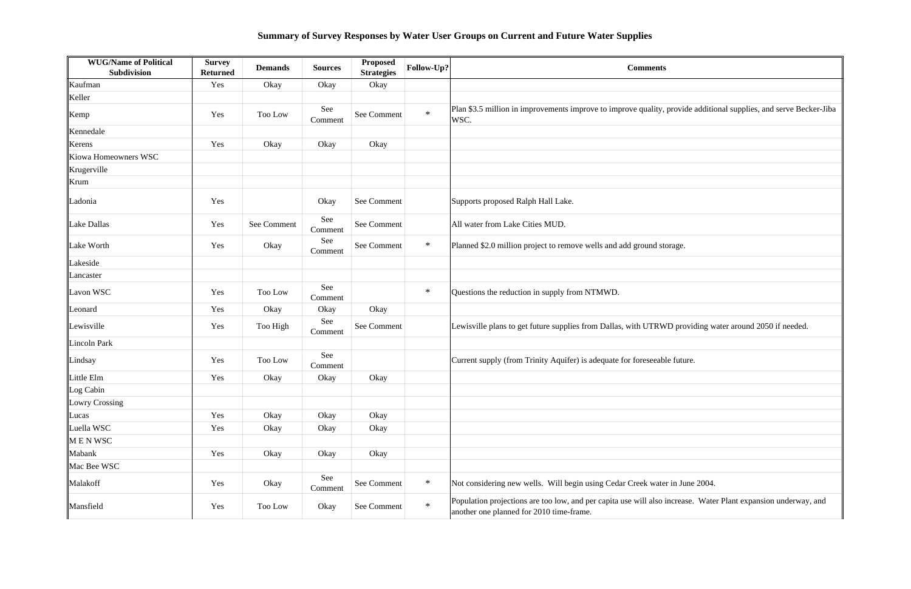**Summary of Survey Responses by Water User Groups on Current and Future Water Supplies**

| WUG/Name of Political Subdivision | Survey Returned | Demands | Sources | Proposed Strategies | Follow-Up? | Comments |
|---|---|---|---|---|---|---|
| Kaufman | Yes | Okay | Okay | Okay | | |
| Keller | | | | | | |
| Kemp | Yes | Too Low | See Comment | See Comment | * | Plan $3.5 million in improvements improve to improve quality, provide additional supplies, and serve Becker-Jiba WSC. |
| Kennedale | | | | | | |
| Kerens | Yes | Okay | Okay | Okay | | |
| Kiowa Homeowners WSC | | | | | | |
| Krugerville | | | | | | |
| Krum | | | | | | |
| Ladonia | Yes | | Okay | See Comment | | Supports proposed Ralph Hall Lake. |
| Lake Dallas | Yes | See Comment | See Comment | See Comment | | All water from Lake Cities MUD. |
| Lake Worth | Yes | Okay | See Comment | See Comment | * | Planned $2.0 million project to remove wells and add ground storage. |
| Lakeside | | | | | | |
| Lancaster | | | | | | |
| Lavon WSC | Yes | Too Low | See Comment | | * | Questions the reduction in supply from NTMWD. |
| Leonard | Yes | Okay | Okay | Okay | | |
| Lewisville | Yes | Too High | See Comment | See Comment | | Lewisville plans to get future supplies from Dallas, with UTRWD providing water around 2050 if needed. |
| Lincoln Park | | | | | | |
| Lindsay | Yes | Too Low | See Comment | | | Current supply (from Trinity Aquifer) is adequate for foreseeable future. |
| Little Elm | Yes | Okay | Okay | Okay | | |
| Log Cabin | | | | | | |
| Lowry Crossing | | | | | | |
| Lucas | Yes | Okay | Okay | Okay | | |
| Luella WSC | Yes | Okay | Okay | Okay | | |
| M E N WSC | | | | | | |
| Mabank | Yes | Okay | Okay | Okay | | |
| Mac Bee WSC | | | | | | |
| Malakoff | Yes | Okay | See Comment | See Comment | * | Not considering new wells. Will begin using Cedar Creek water in June 2004. |
| Mansfield | Yes | Too Low | Okay | See Comment | * | Population projections are too low, and per capita use will also increase. Water Plant expansion underway, and another one planned for 2010 time-frame. |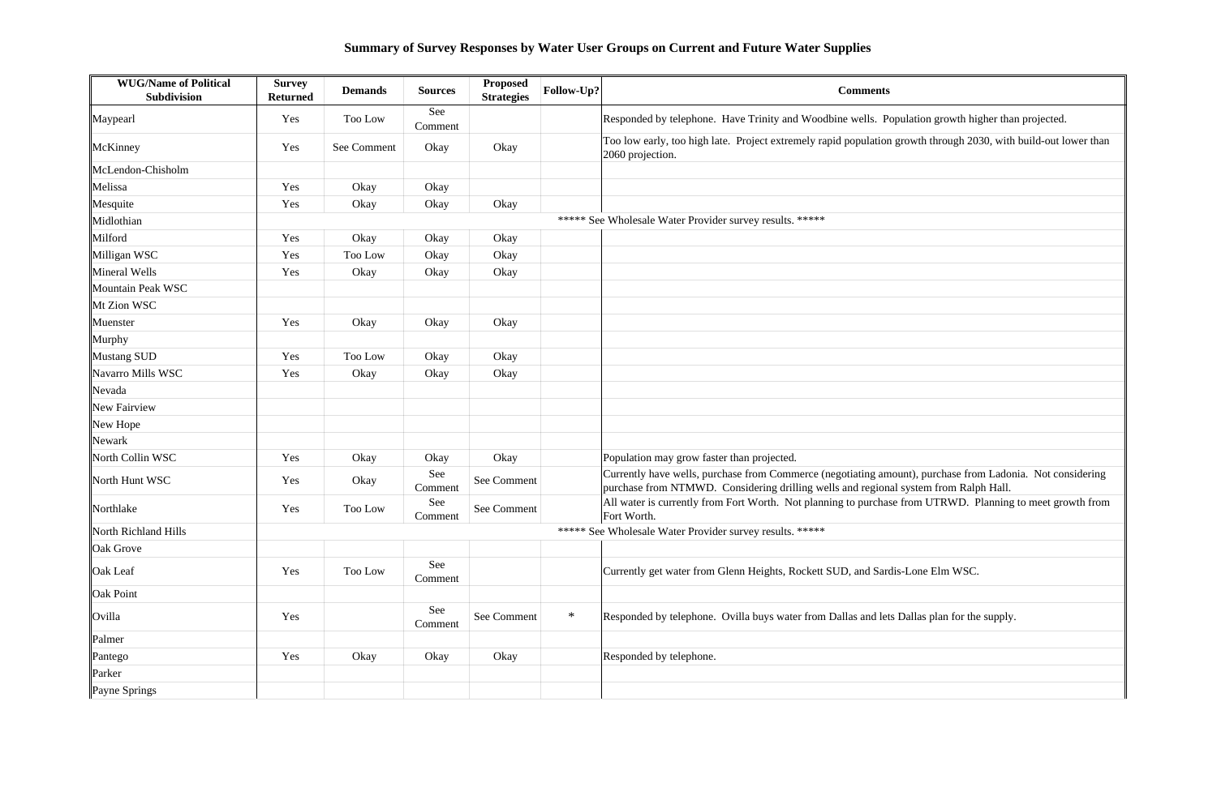## Summary of Survey Responses by Water User Groups on Current and Future Water Supplies

| WUG/Name of Political Subdivision | Survey Returned | Demands | Sources | Proposed Strategies | Follow-Up? | Comments |
|---|---|---|---|---|---|---|
| Maypearl | Yes | Too Low | See Comment | | | Responded by telephone. Have Trinity and Woodbine wells. Population growth higher than projected. |
| McKinney | Yes | See Comment | Okay | Okay | | Too low early, too high late. Project extremely rapid population growth through 2030, with build-out lower than 2060 projection. |
| McLendon-Chisholm | | | | | | |
| Melissa | Yes | Okay | Okay | | | |
| Mesquite | Yes | Okay | Okay | Okay | | |
| Midlothian | ***** See Wholesale Water Provider survey results. ***** | | | | | |
| Milford | Yes | Okay | Okay | Okay | | |
| Milligan WSC | Yes | Too Low | Okay | Okay | | |
| Mineral Wells | Yes | Okay | Okay | Okay | | |
| Mountain Peak WSC | | | | | | |
| Mt Zion WSC | | | | | | |
| Muenster | Yes | Okay | Okay | Okay | | |
| Murphy | | | | | | |
| Mustang SUD | Yes | Too Low | Okay | Okay | | |
| Navarro Mills WSC | Yes | Okay | Okay | Okay | | |
| Nevada | | | | | | |
| New Fairview | | | | | | |
| New Hope | | | | | | |
| Newark | | | | | | |
| North Collin WSC | Yes | Okay | Okay | Okay | | Population may grow faster than projected. |
| North Hunt WSC | Yes | Okay | See Comment | See Comment | | Currently have wells, purchase from Commerce (negotiating amount), purchase from Ladonia. Not considering purchase from NTMWD. Considering drilling wells and regional system from Ralph Hall. |
| Northlake | Yes | Too Low | See Comment | See Comment | | All water is currently from Fort Worth. Not planning to purchase from UTRWD. Planning to meet growth from Fort Worth. |
| North Richland Hills | ***** See Wholesale Water Provider survey results. ***** | | | | | |
| Oak Grove | | | | | | |
| Oak Leaf | Yes | Too Low | See Comment | | | Currently get water from Glenn Heights, Rockett SUD, and Sardis-Lone Elm WSC. |
| Oak Point | | | | | | |
| Ovilla | Yes | | See Comment | See Comment | * | Responded by telephone. Ovilla buys water from Dallas and lets Dallas plan for the supply. |
| Palmer | | | | | | |
| Pantego | Yes | Okay | Okay | Okay | | Responded by telephone. |
| Parker | | | | | | |
| Payne Springs | | | | | | |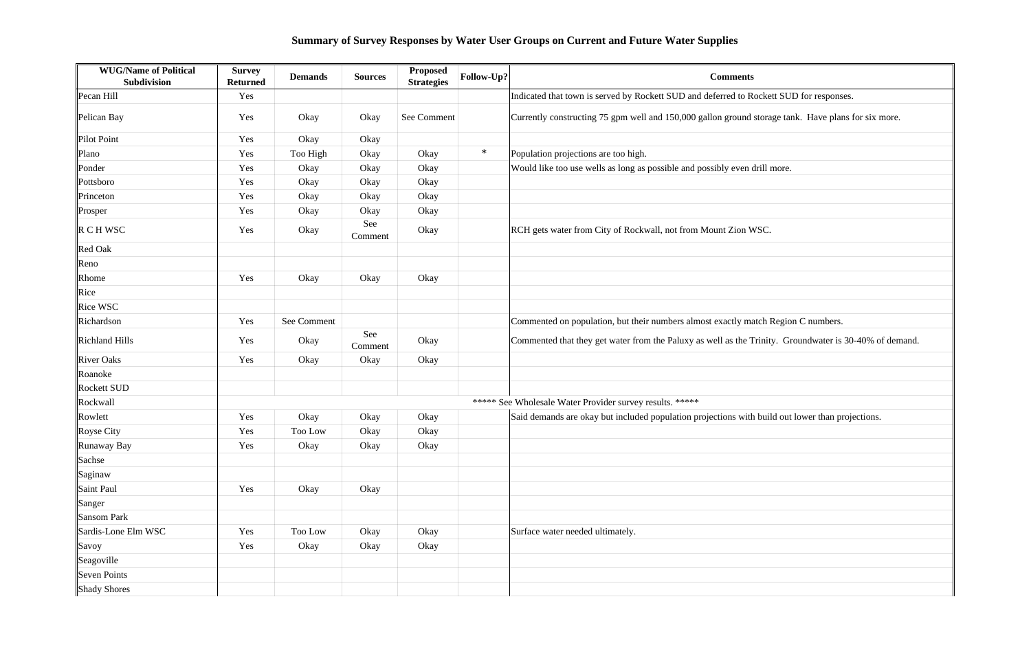# Summary of Survey Responses by Water User Groups on Current and Future Water Supplies

| WUG/Name of Political Subdivision | Survey Returned | Demands | Sources | Proposed Strategies | Follow-Up? | Comments |
|---|---|---|---|---|---|---|
| Pecan Hill | Yes | | | | | Indicated that town is served by Rockett SUD and deferred to Rockett SUD for responses. |
| Pelican Bay | Yes | Okay | Okay | See Comment | | Currently constructing 75 gpm well and 150,000 gallon ground storage tank. Have plans for six more. |
| Pilot Point | Yes | Okay | Okay | | | |
| Plano | Yes | Too High | Okay | Okay | * | Population projections are too high. |
| Ponder | Yes | Okay | Okay | Okay | | Would like too use wells as long as possible and possibly even drill more. |
| Pottsboro | Yes | Okay | Okay | Okay | | |
| Princeton | Yes | Okay | Okay | Okay | | |
| Prosper | Yes | Okay | Okay | Okay | | |
| R C H WSC | Yes | Okay | See Comment | Okay | | RCH gets water from City of Rockwall, not from Mount Zion WSC. |
| Red Oak | | | | | | |
| Reno | | | | | | |
| Rhome | Yes | Okay | Okay | Okay | | |
| Rice | | | | | | |
| Rice WSC | | | | | | |
| Richardson | Yes | See Comment | | | | Commented on population, but their numbers almost exactly match Region C numbers. |
| Richland Hills | Yes | Okay | See Comment | Okay | | Commented that they get water from the Paluxy as well as the Trinity. Groundwater is 30-40% of demand. |
| River Oaks | Yes | Okay | Okay | Okay | | |
| Roanoke | | | | | | |
| Rockett SUD | | | | | | |
| Rockwall | ***** See Wholesale Water Provider survey results. ***** | | | | | |
| Rowlett | Yes | Okay | Okay | Okay | | Said demands are okay but included population projections with build out lower than projections. |
| Royse City | Yes | Too Low | Okay | Okay | | |
| Runaway Bay | Yes | Okay | Okay | Okay | | |
| Sachse | | | | | | |
| Saginaw | | | | | | |
| Saint Paul | Yes | Okay | Okay | | | |
| Sanger | | | | | | |
| Sansom Park | | | | | | |
| Sardis-Lone Elm WSC | Yes | Too Low | Okay | Okay | | Surface water needed ultimately. |
| Savoy | Yes | Okay | Okay | Okay | | |
| Seagoville | | | | | | |
| Seven Points | | | | | | |
| Shady Shores | | | | | | |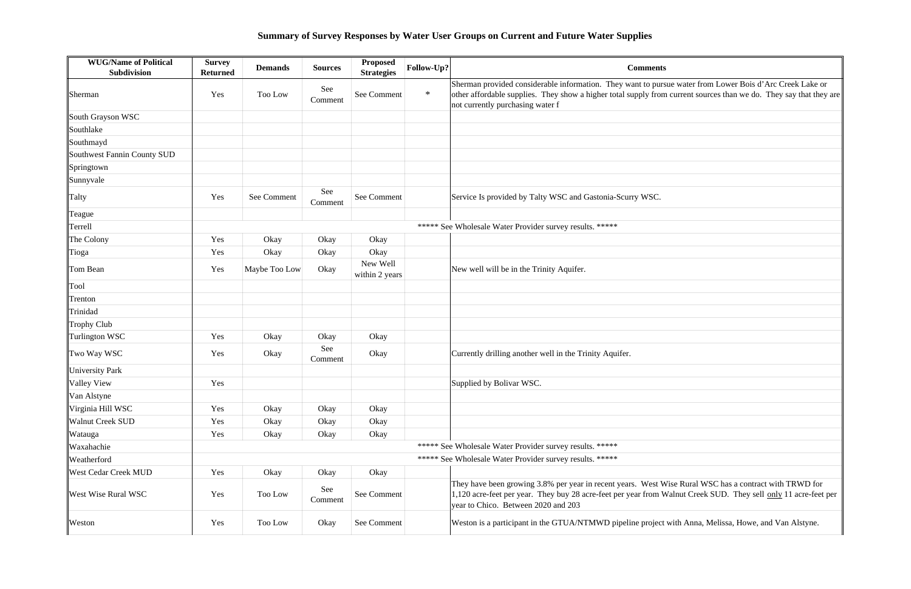# Summary of Survey Responses by Water User Groups on Current and Future Water Supplies

| WUG/Name of Political Subdivision | Survey Returned | Demands | Sources | Proposed Strategies | Follow-Up? | Comments |
|---|---|---|---|---|---|---|
| Sherman | Yes | Too Low | See Comment | See Comment | * | Sherman provided considerable information. They want to pursue water from Lower Bois d'Arc Creek Lake or other affordable supplies. They show a higher total supply from current sources than we do. They say that they are not currently purchasing water f |
| South Grayson WSC | | | | | | |
| Southlake | | | | | | |
| Southmayd | | | | | | |
| Southwest Fannin County SUD | | | | | | |
| Springtown | | | | | | |
| Sunnyvale | | | | | | |
| Talty | Yes | See Comment | See Comment | See Comment | | Service Is provided by Talty WSC and Gastonia-Scurry WSC. |
| Teague | | | | | | |
| Terrell | ***** See Wholesale Water Provider survey results. ***** | | | | | |
| The Colony | Yes | Okay | Okay | Okay | | |
| Tioga | Yes | Okay | Okay | Okay | | |
| Tom Bean | Yes | Maybe Too Low | Okay | New Well within 2 years | | New well will be in the Trinity Aquifer. |
| Tool | | | | | | |
| Trenton | | | | | | |
| Trinidad | | | | | | |
| Trophy Club | | | | | | |
| Turlington WSC | Yes | Okay | Okay | Okay | | |
| Two Way WSC | Yes | Okay | See Comment | Okay | | Currently drilling another well in the Trinity Aquifer. |
| University Park | | | | | | |
| Valley View | Yes | | | | | Supplied by Bolivar WSC. |
| Van Alstyne | | | | | | |
| Virginia Hill WSC | Yes | Okay | Okay | Okay | | |
| Walnut Creek SUD | Yes | Okay | Okay | Okay | | |
| Watauga | Yes | Okay | Okay | Okay | | |
| Waxahachie | ***** See Wholesale Water Provider survey results. ***** | | | | | |
| Weatherford | ***** See Wholesale Water Provider survey results. ***** | | | | | |
| West Cedar Creek MUD | Yes | Okay | Okay | Okay | | |
| West Wise Rural WSC | Yes | Too Low | See Comment | See Comment | | They have been growing 3.8% per year in recent years. West Wise Rural WSC has a contract with TRWD for 1,120 acre-feet per year. They buy 28 acre-feet per year from Walnut Creek SUD. They sell only 11 acre-feet per year to Chico. Between 2020 and 203 |
| Weston | Yes | Too Low | Okay | See Comment | | Weston is a participant in the GTUA/NTMWD pipeline project with Anna, Melissa, Howe, and Van Alstyne. |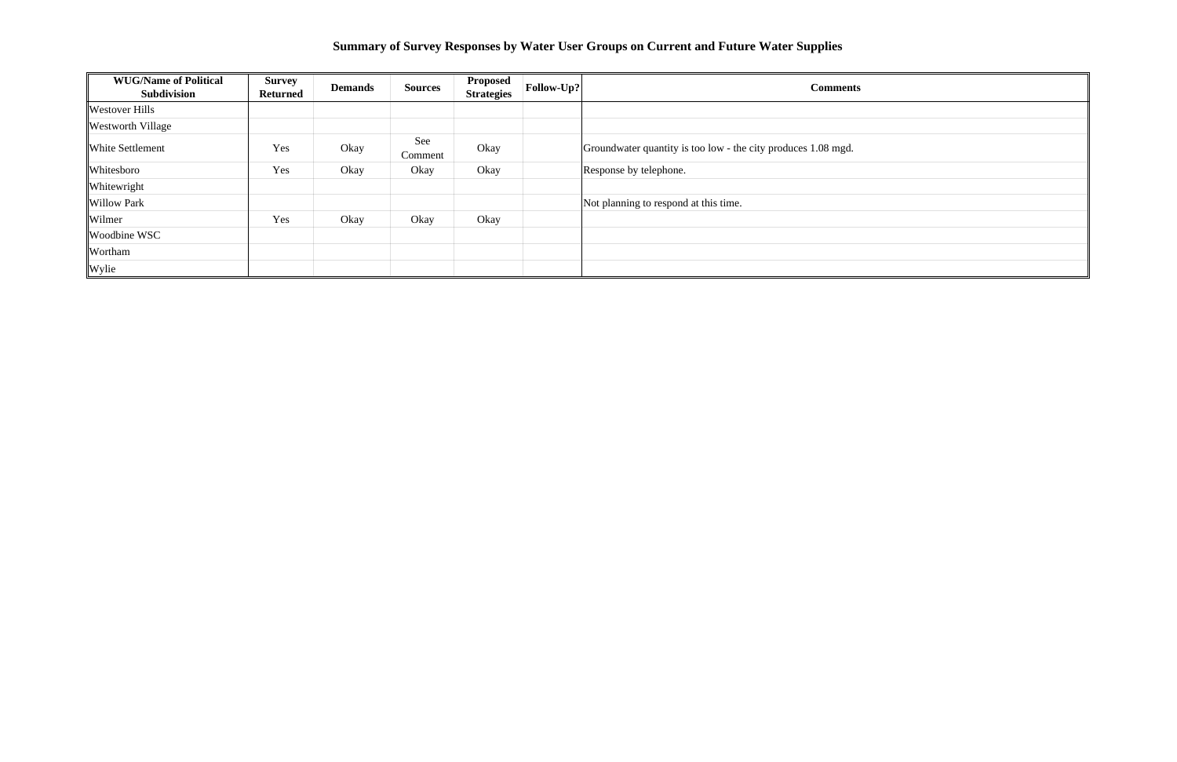## Summary of Survey Responses by Water User Groups on Current and Future Water Supplies

| WUG/Name of Political Subdivision | Survey Returned | Demands | Sources | Proposed Strategies | Follow-Up? | Comments |
|---|---|---|---|---|---|---|
| Westover Hills | | | | | | |
| Westworth Village | | | | | | |
| White Settlement | Yes | Okay | See Comment | Okay | | Groundwater quantity is too low - the city produces 1.08 mgd. |
| Whitesboro | Yes | Okay | Okay | Okay | | Response by telephone. |
| Whitewright | | | | | | |
| Willow Park | | | | | | Not planning to respond at this time. |
| Wilmer | Yes | Okay | Okay | Okay | | |
| Woodbine WSC | | | | | | |
| Wortham | | | | | | |
| Wylie | | | | | | |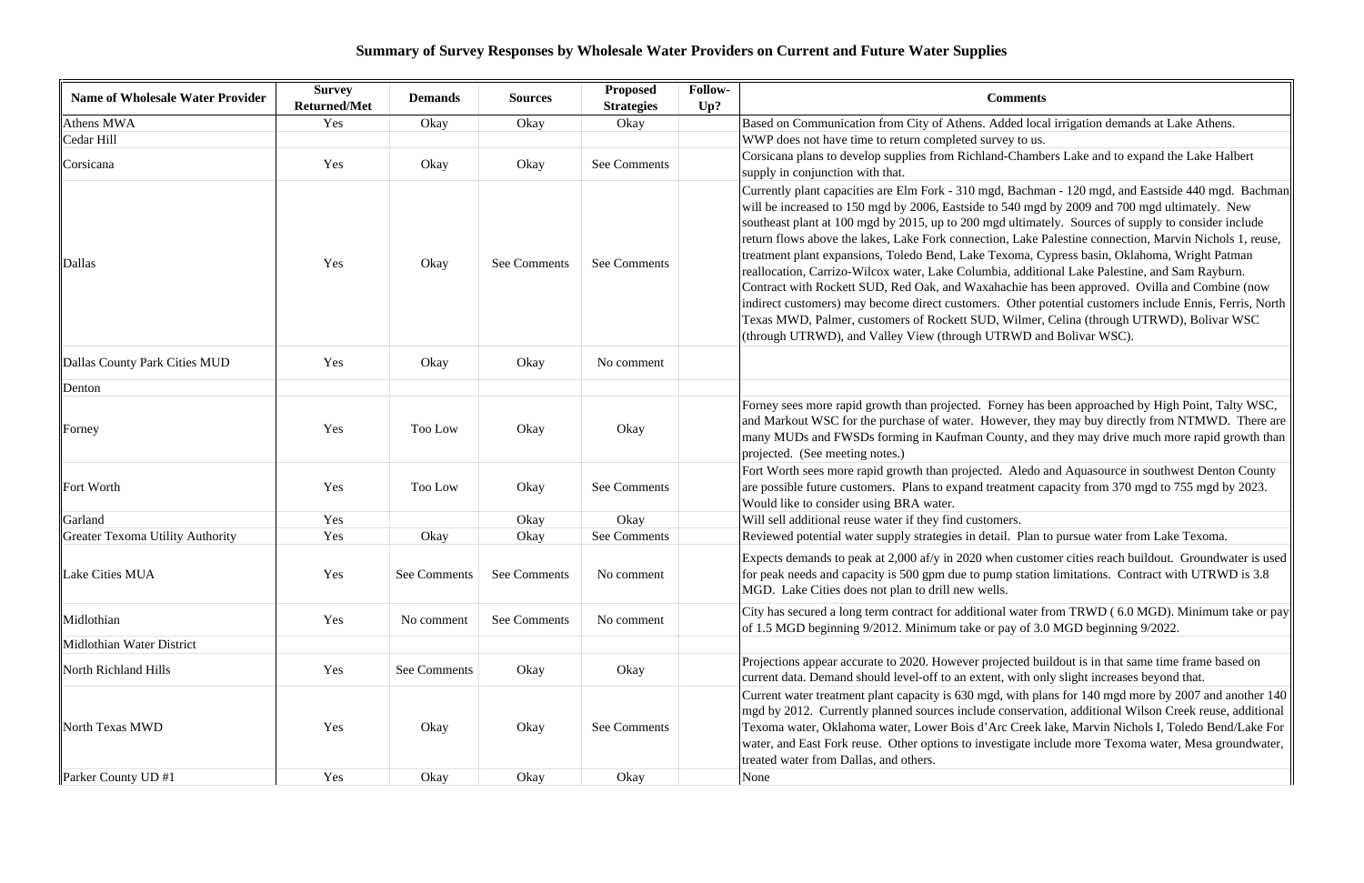# Summary of Survey Responses by Wholesale Water Providers on Current and Future Water Supplies

| Name of Wholesale Water Provider | Survey Returned/Met | Demands | Sources | Proposed Strategies | Follow-Up? | Comments |
|---|---|---|---|---|---|---|
| Athens MWA | Yes | Okay | Okay | Okay | | Based on Communication from City of Athens. Added local irrigation demands at Lake Athens. |
| Cedar Hill | | | | | | WWP does not have time to return completed survey to us. |
| Corsicana | Yes | Okay | Okay | See Comments | | Corsicana plans to develop supplies from Richland-Chambers Lake and to expand the Lake Halbert supply in conjunction with that. |
| Dallas | Yes | Okay | See Comments | See Comments | | Currently plant capacities are Elm Fork - 310 mgd, Bachman - 120 mgd, and Eastside 440 mgd. Bachman will be increased to 150 mgd by 2006, Eastside to 540 mgd by 2009 and 700 mgd ultimately. New southeast plant at 100 mgd by 2015, up to 200 mgd ultimately. Sources of supply to consider include return flows above the lakes, Lake Fork connection, Lake Palestine connection, Marvin Nichols 1, reuse, treatment plant expansions, Toledo Bend, Lake Texoma, Cypress basin, Oklahoma, Wright Patman reallocation, Carrizo-Wilcox water, Lake Columbia, additional Lake Palestine, and Sam Rayburn. Contract with Rockett SUD, Red Oak, and Waxahachie has been approved. Ovilla and Combine (now indirect customers) may become direct customers. Other potential customers include Ennis, Ferris, North Texas MWD, Palmer, customers of Rockett SUD, Wilmer, Celina (through UTRWD), Bolivar WSC (through UTRWD), and Valley View (through UTRWD and Bolivar WSC). |
| Dallas County Park Cities MUD | Yes | Okay | Okay | No comment | | |
| Denton | | | | | | |
| Forney | Yes | Too Low | Okay | Okay | | Forney sees more rapid growth than projected. Forney has been approached by High Point, Talty WSC, and Markout WSC for the purchase of water. However, they may buy directly from NTMWD. There are many MUDs and FWSDs forming in Kaufman County, and they may drive much more rapid growth than projected. (See meeting notes.) |
| Fort Worth | Yes | Too Low | Okay | See Comments | | Fort Worth sees more rapid growth than projected. Aledo and Aquasource in southwest Denton County are possible future customers. Plans to expand treatment capacity from 370 mgd to 755 mgd by 2023. Would like to consider using BRA water. |
| Garland | Yes | | Okay | Okay | | Will sell additional reuse water if they find customers. |
| Greater Texoma Utility Authority | Yes | Okay | Okay | See Comments | | Reviewed potential water supply strategies in detail. Plan to pursue water from Lake Texoma. |
| Lake Cities MUA | Yes | See Comments | See Comments | No comment | | Expects demands to peak at 2,000 af/y in 2020 when customer cities reach buildout. Groundwater is used for peak needs and capacity is 500 gpm due to pump station limitations. Contract with UTRWD is 3.8 MGD. Lake Cities does not plan to drill new wells. |
| Midlothian | Yes | No comment | See Comments | No comment | | City has secured a long term contract for additional water from TRWD ( 6.0 MGD). Minimum take or pay of 1.5 MGD beginning 9/2012. Minimum take or pay of 3.0 MGD beginning 9/2022. |
| Midlothian Water District | | | | | | |
| North Richland Hills | Yes | See Comments | Okay | Okay | | Projections appear accurate to 2020. However projected buildout is in that same time frame based on current data. Demand should level-off to an extent, with only slight increases beyond that. |
| North Texas MWD | Yes | Okay | Okay | See Comments | | Current water treatment plant capacity is 630 mgd, with plans for 140 mgd more by 2007 and another 140 mgd by 2012. Currently planned sources include conservation, additional Wilson Creek reuse, additional Texoma water, Oklahoma water, Lower Bois d'Arc Creek lake, Marvin Nichols I, Toledo Bend/Lake For water, and East Fork reuse. Other options to investigate include more Texoma water, Mesa groundwater, treated water from Dallas, and others. |
| Parker County UD #1 | Yes | Okay | Okay | Okay | | None |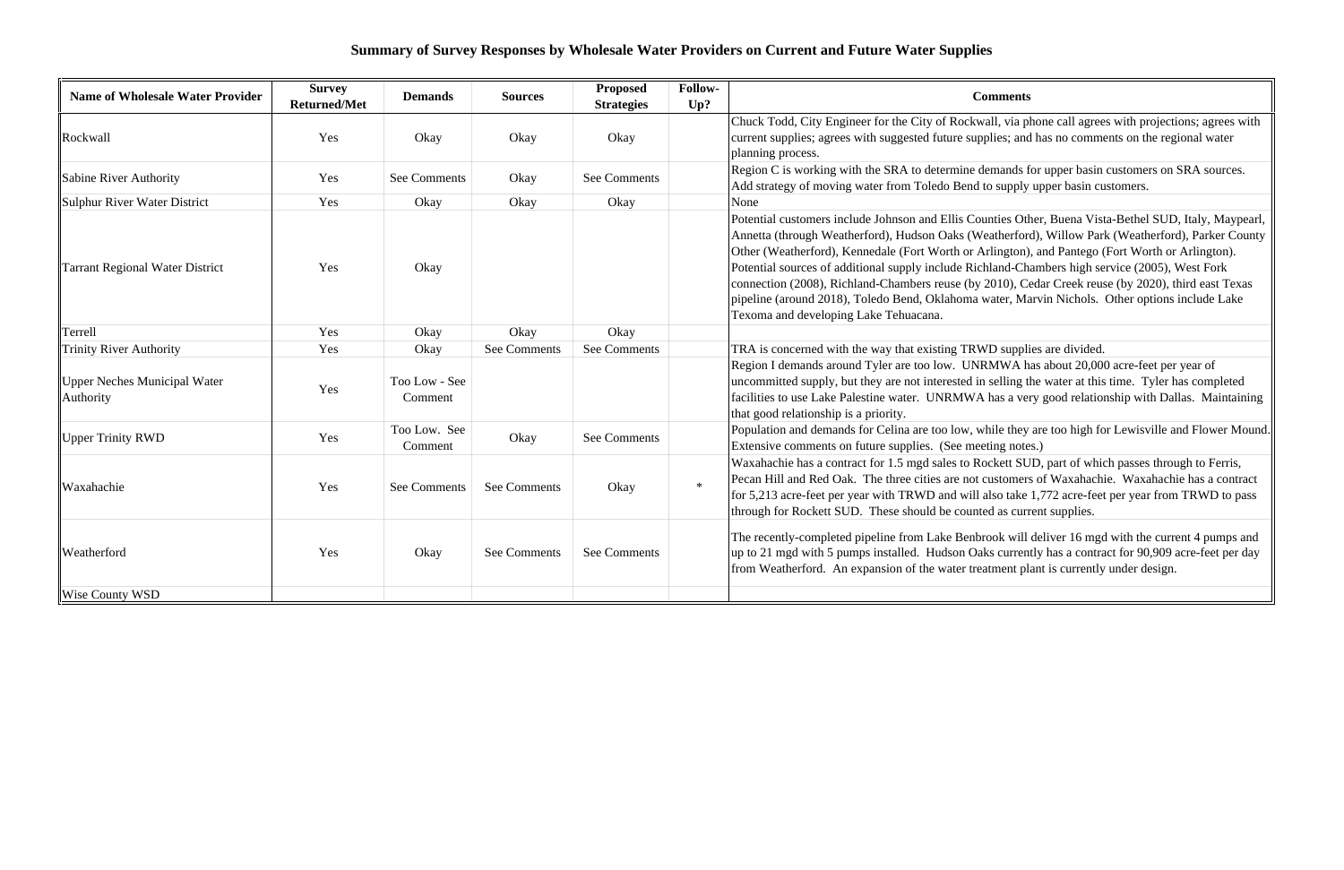## Summary of Survey Responses by Wholesale Water Providers on Current and Future Water Supplies

| Name of Wholesale Water Provider | Survey Returned/Met | Demands | Sources | Proposed Strategies | Follow-Up? | Comments |
|---|---|---|---|---|---|---|
| Rockwall | Yes | Okay | Okay | Okay | | Chuck Todd, City Engineer for the City of Rockwall, via phone call agrees with projections; agrees with current supplies; agrees with suggested future supplies; and has no comments on the regional water planning process. |
| Sabine River Authority | Yes | See Comments | Okay | See Comments | | Region C is working with the SRA to determine demands for upper basin customers on SRA sources. Add strategy of moving water from Toledo Bend to supply upper basin customers. |
| Sulphur River Water District | Yes | Okay | Okay | Okay | | None |
| Tarrant Regional Water District | Yes | Okay | | | | Potential customers include Johnson and Ellis Counties Other, Buena Vista-Bethel SUD, Italy, Maypearl, Annetta (through Weatherford), Hudson Oaks (Weatherford), Willow Park (Weatherford), Parker County Other (Weatherford), Kennedale (Fort Worth or Arlington), and Pantego (Fort Worth or Arlington). Potential sources of additional supply include Richland-Chambers high service (2005), West Fork connection (2008), Richland-Chambers reuse (by 2010), Cedar Creek reuse (by 2020), third east Texas pipeline (around 2018), Toledo Bend, Oklahoma water, Marvin Nichols. Other options include Lake Texoma and developing Lake Tehuacana. |
| Terrell | Yes | Okay | Okay | Okay | | |
| Trinity River Authority | Yes | Okay | See Comments | See Comments | | TRA is concerned with the way that existing TRWD supplies are divided. |
| Upper Neches Municipal Water Authority | Yes | Too Low - See Comment | | | | Region I demands around Tyler are too low. UNRMWA has about 20,000 acre-feet per year of uncommitted supply, but they are not interested in selling the water at this time. Tyler has completed facilities to use Lake Palestine water. UNRMWA has a very good relationship with Dallas. Maintaining that good relationship is a priority. |
| Upper Trinity RWD | Yes | Too Low. See Comment | Okay | See Comments | | Population and demands for Celina are too low, while they are too high for Lewisville and Flower Mound. Extensive comments on future supplies. (See meeting notes.) |
| Waxahachie | Yes | See Comments | See Comments | Okay | * | Waxahachie has a contract for 1.5 mgd sales to Rockett SUD, part of which passes through to Ferris, Pecan Hill and Red Oak. The three cities are not customers of Waxahachie. Waxahachie has a contract for 5,213 acre-feet per year with TRWD and will also take 1,772 acre-feet per year from TRWD to pass through for Rockett SUD. These should be counted as current supplies. |
| Weatherford | Yes | Okay | See Comments | See Comments | | The recently-completed pipeline from Lake Benbrook will deliver 16 mgd with the current 4 pumps and up to 21 mgd with 5 pumps installed. Hudson Oaks currently has a contract for 90,909 acre-feet per day from Weatherford. An expansion of the water treatment plant is currently under design. |
| Wise County WSD | | | | | | |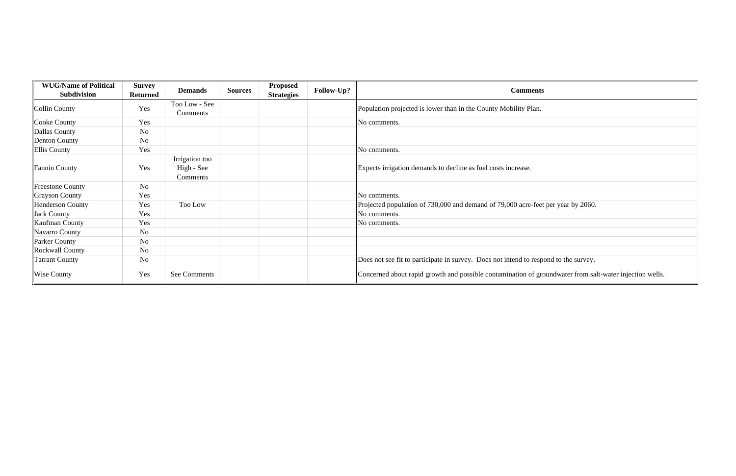| WUG/Name of Political Subdivision | Survey Returned | Demands | Sources | Proposed Strategies | Follow-Up? | Comments |
|---|---|---|---|---|---|---|
| Collin County | Yes | Too Low - See Comments | | | | Population projected is lower than in the County Mobility Plan. |
| Cooke County | Yes | | | | | No comments. |
| Dallas County | No | | | | | |
| Denton County | No | | | | | |
| Ellis County | Yes | | | | | No comments. |
| Fannin County | Yes | Irrigation too High - See Comments | | | | Expects irrigation demands to decline as fuel costs increase. |
| Freestone County | No | | | | | |
| Grayson County | Yes | | | | | No comments. |
| Henderson County | Yes | Too Low | | | | Projected population of 730,000 and demand of 79,000 acre-feet per year by 2060. |
| Jack County | Yes | | | | | No comments. |
| Kaufman County | Yes | | | | | No comments. |
| Navarro County | No | | | | | |
| Parker County | No | | | | | |
| Rockwall County | No | | | | | |
| Tarrant County | No | | | | | Does not see fit to participate in survey. Does not intend to respond to the survey. |
| Wise County | Yes | See Comments | | | | Concerned about rapid growth and possible contamination of groundwater from salt-water injection wells. |